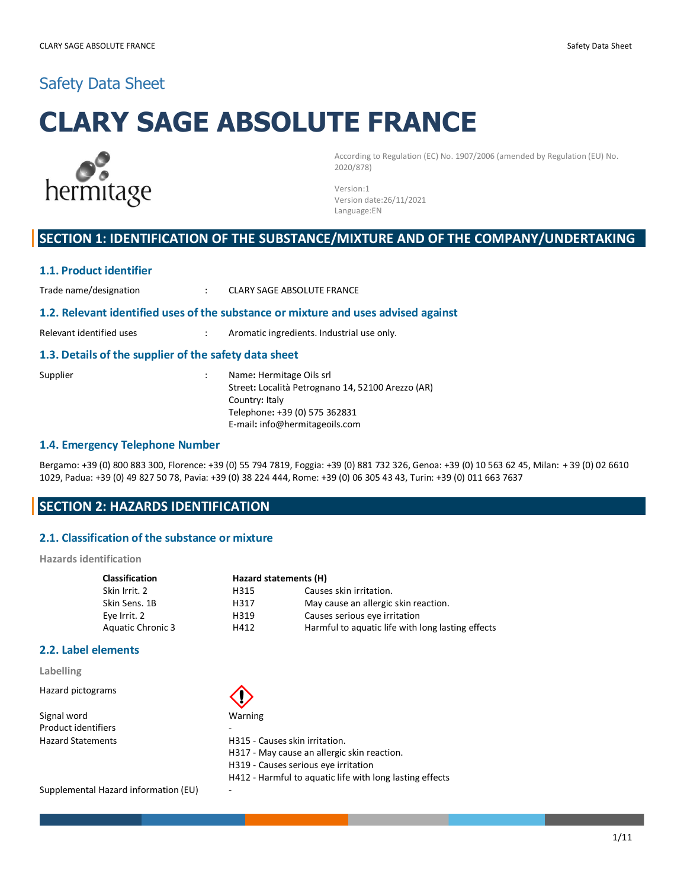# Safety Data Sheet

# CLARY SAGE ABSOLUTE FRANCE

hermitage

According to Regulation (EC) No. 1907/2006 (amended by Regulation (EU) No. 2020/878)

Version:1
Version date:26/11/2021
Language:EN

## SECTION 1: IDENTIFICATION OF THE SUBSTANCE/MIXTURE AND OF THE COMPANY/UNDERTAKING

### 1.1. Product identifier

Trade name/designation : CLARY SAGE ABSOLUTE FRANCE

### 1.2. Relevant identified uses of the substance or mixture and uses advised against

Relevant identified uses : Aromatic ingredients. Industrial use only.

### 1.3. Details of the supplier of the safety data sheet

Supplier :
Name: Hermitage Oils srl
Street: Località Petrognano 14, 52100 Arezzo (AR)
Country: Italy
Telephone: +39 (0) 575 362831
E-mail: info@hermitageoils.com

### 1.4. Emergency Telephone Number

Bergamo: +39 (0) 800 883 300, Florence: +39 (0) 55 794 7819, Foggia: +39 (0) 881 732 326, Genoa: +39 (0) 10 563 62 45, Milan: + 39 (0) 02 6610 1029, Padua: +39 (0) 49 827 50 78, Pavia: +39 (0) 38 224 444, Rome: +39 (0) 06 305 43 43, Turin: +39 (0) 011 663 7637

## SECTION 2: HAZARDS IDENTIFICATION

### 2.1. Classification of the substance or mixture

**Hazards identification**

| Classification | Hazard statements (H) | |
|---|---|---|
| Skin Irrit. 2 | H315 | Causes skin irritation. |
| Skin Sens. 1B | H317 | May cause an allergic skin reaction. |
| Eye Irrit. 2 | H319 | Causes serious eye irritation |
| Aquatic Chronic 3 | H412 | Harmful to aquatic life with long lasting effects |

### 2.2. Label elements

**Labelling**

Hazard pictograms

Signal word: Warning
Product identifiers: -
Hazard Statements:
H315 - Causes skin irritation.
H317 - May cause an allergic skin reaction.
H319 - Causes serious eye irritation
H412 - Harmful to aquatic life with long lasting effects

Supplemental Hazard information (EU): -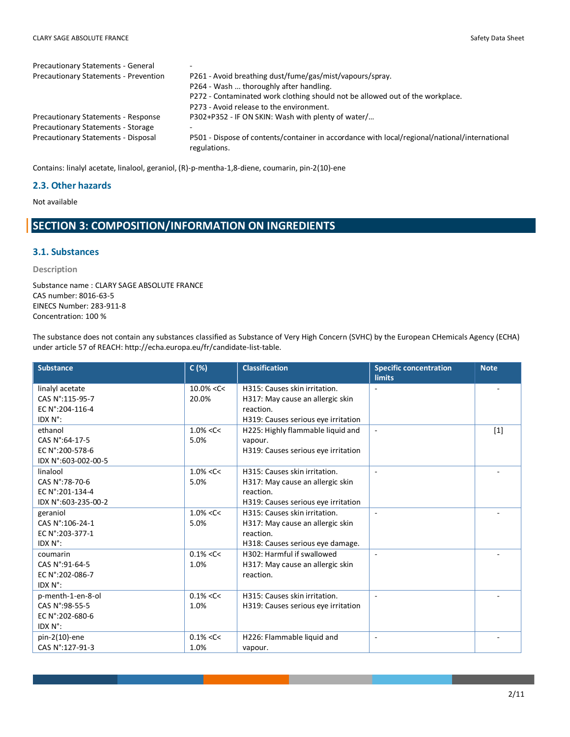| | |
|---|---|
| Precautionary Statements - General | - |
| Precautionary Statements - Prevention | P261 - Avoid breathing dust/fume/gas/mist/vapours/spray.<br>P264 - Wash … thoroughly after handling.<br>P272 - Contaminated work clothing should not be allowed out of the workplace.<br>P273 - Avoid release to the environment. |
| Precautionary Statements - Response | P302+P352 - IF ON SKIN: Wash with plenty of water/… |
| Precautionary Statements - Storage | - |
| Precautionary Statements - Disposal | P501 - Dispose of contents/container in accordance with local/regional/national/international regulations. |

Contains: linalyl acetate, linalool, geraniol, (R)-p-mentha-1,8-diene, coumarin, pin-2(10)-ene

### 2.3. Other hazards

Not available

## SECTION 3: COMPOSITION/INFORMATION ON INGREDIENTS

### 3.1. Substances

**Description**

Substance name : CLARY SAGE ABSOLUTE FRANCE
CAS number: 8016-63-5
EINECS Number: 283-911-8
Concentration: 100 %

The substance does not contain any substances classified as Substance of Very High Concern (SVHC) by the European CHemicals Agency (ECHA) under article 57 of REACH: http://echa.europa.eu/fr/candidate-list-table.

| Substance | C (%) | Classification | Specific concentration limits | Note |
|---|---|---|---|---|
| linalyl acetate<br>CAS N°:115-95-7<br>EC N°:204-116-4<br>IDX N°: | 10.0% <C< 20.0% | H315: Causes skin irritation.<br>H317: May cause an allergic skin reaction.<br>H319: Causes serious eye irritation | - | - |
| ethanol<br>CAS N°:64-17-5<br>EC N°:200-578-6<br>IDX N°:603-002-00-5 | 1.0% <C< 5.0% | H225: Highly flammable liquid and vapour.<br>H319: Causes serious eye irritation | - | [1] |
| linalool<br>CAS N°:78-70-6<br>EC N°:201-134-4<br>IDX N°:603-235-00-2 | 1.0% <C< 5.0% | H315: Causes skin irritation.<br>H317: May cause an allergic skin reaction.<br>H319: Causes serious eye irritation | - | - |
| geraniol<br>CAS N°:106-24-1<br>EC N°:203-377-1<br>IDX N°: | 1.0% <C< 5.0% | H315: Causes skin irritation.<br>H317: May cause an allergic skin reaction.<br>H318: Causes serious eye damage. | - | - |
| coumarin<br>CAS N°:91-64-5<br>EC N°:202-086-7<br>IDX N°: | 0.1% <C< 1.0% | H302: Harmful if swallowed<br>H317: May cause an allergic skin reaction. | - | - |
| p-menth-1-en-8-ol<br>CAS N°:98-55-5<br>EC N°:202-680-6<br>IDX N°: | 0.1% <C< 1.0% | H315: Causes skin irritation.<br>H319: Causes serious eye irritation | - | - |
| pin-2(10)-ene<br>CAS N°:127-91-3 | 0.1% <C< 1.0% | H226: Flammable liquid and vapour. | - | - |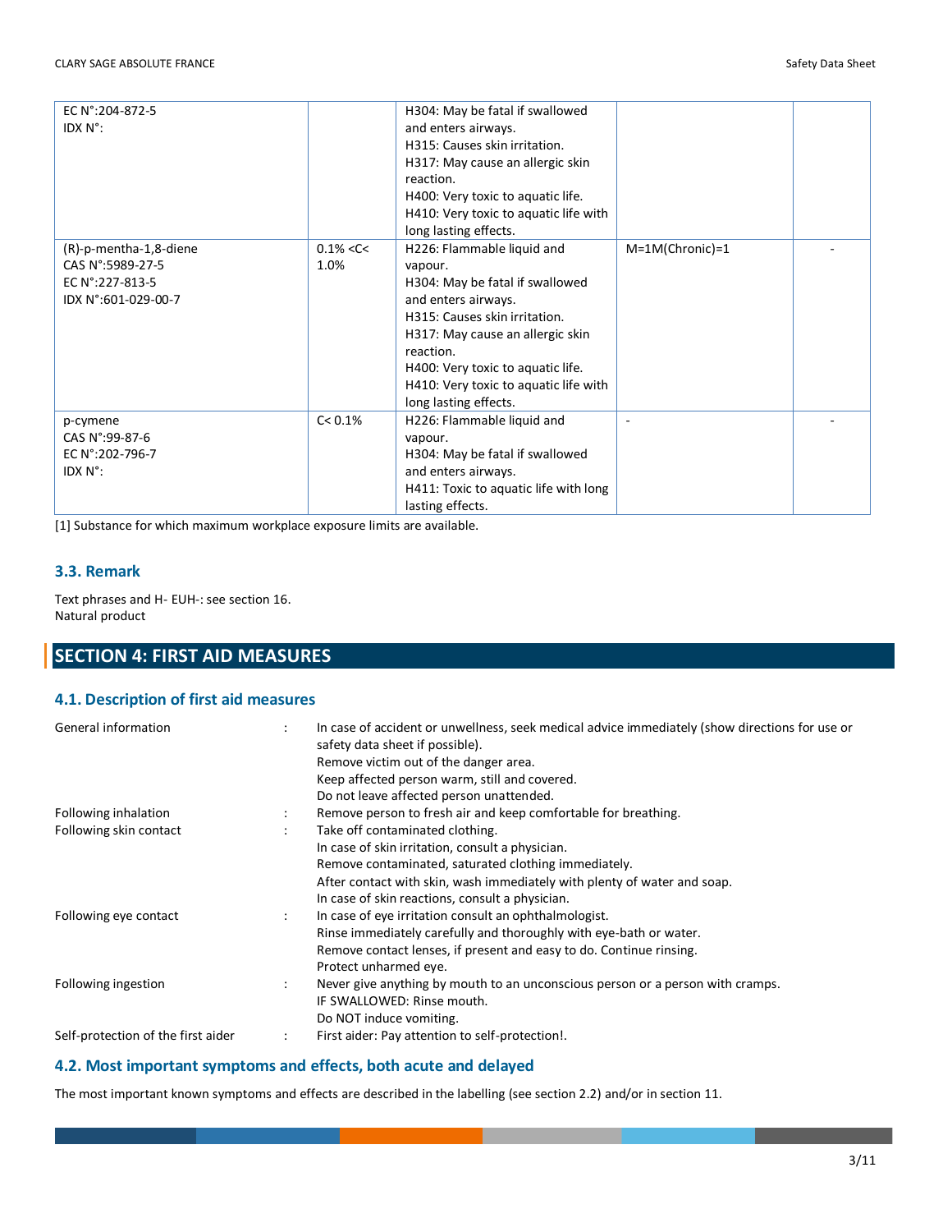| | | | | |
|---|---|---|---|---|
| EC N°:204-872-5<br>IDX N°: | | H304: May be fatal if swallowed and enters airways.<br>H315: Causes skin irritation.<br>H317: May cause an allergic skin reaction.<br>H400: Very toxic to aquatic life.<br>H410: Very toxic to aquatic life with long lasting effects. | | |
| (R)-p-mentha-1,8-diene<br>CAS N°:5989-27-5<br>EC N°:227-813-5<br>IDX N°:601-029-00-7 | 0.1% <C< 1.0% | H226: Flammable liquid and vapour.<br>H304: May be fatal if swallowed and enters airways.<br>H315: Causes skin irritation.<br>H317: May cause an allergic skin reaction.<br>H400: Very toxic to aquatic life.<br>H410: Very toxic to aquatic life with long lasting effects. | M=1M(Chronic)=1 | - |
| p-cymene<br>CAS N°:99-87-6<br>EC N°:202-796-7<br>IDX N°: | C< 0.1% | H226: Flammable liquid and vapour.<br>H304: May be fatal if swallowed and enters airways.<br>H411: Toxic to aquatic life with long lasting effects. | - | - |

[1] Substance for which maximum workplace exposure limits are available.

### 3.3. Remark

Text phrases and H- EUH-: see section 16.
Natural product

## SECTION 4: FIRST AID MEASURES

### 4.1. Description of first aid measures

| | | |
|---|---|---|
| General information | : | In case of accident or unwellness, seek medical advice immediately (show directions for use or safety data sheet if possible).<br>Remove victim out of the danger area.<br>Keep affected person warm, still and covered.<br>Do not leave affected person unattended. |
| Following inhalation | : | Remove person to fresh air and keep comfortable for breathing. |
| Following skin contact | : | Take off contaminated clothing.<br>In case of skin irritation, consult a physician.<br>Remove contaminated, saturated clothing immediately.<br>After contact with skin, wash immediately with plenty of water and soap.<br>In case of skin reactions, consult a physician. |
| Following eye contact | : | In case of eye irritation consult an ophthalmologist.<br>Rinse immediately carefully and thoroughly with eye-bath or water.<br>Remove contact lenses, if present and easy to do. Continue rinsing.<br>Protect unharmed eye. |
| Following ingestion | : | Never give anything by mouth to an unconscious person or a person with cramps.<br>IF SWALLOWED: Rinse mouth.<br>Do NOT induce vomiting. |
| Self-protection of the first aider | : | First aider: Pay attention to self-protection!. |

### 4.2. Most important symptoms and effects, both acute and delayed

The most important known symptoms and effects are described in the labelling (see section 2.2) and/or in section 11.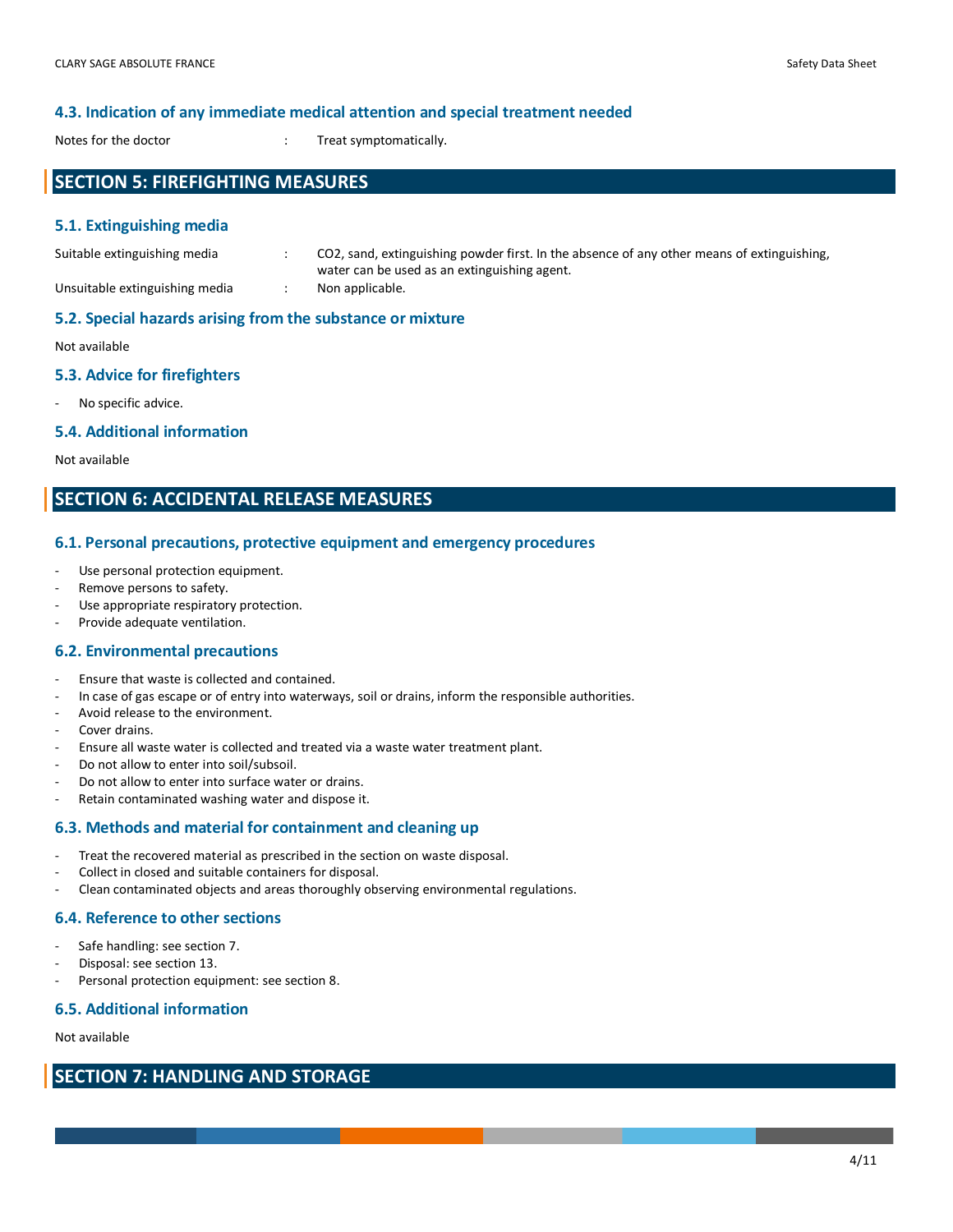### 4.3. Indication of any immediate medical attention and special treatment needed

Notes for the doctor : Treat symptomatically.

## SECTION 5: FIREFIGHTING MEASURES

### 5.1. Extinguishing media

Suitable extinguishing media : $CO_2$, sand, extinguishing powder first. In the absence of any other means of extinguishing, water can be used as an extinguishing agent.

Unsuitable extinguishing media : Non applicable.

### 5.2. Special hazards arising from the substance or mixture

Not available

### 5.3. Advice for firefighters

- No specific advice.

### 5.4. Additional information

Not available

## SECTION 6: ACCIDENTAL RELEASE MEASURES

### 6.1. Personal precautions, protective equipment and emergency procedures

- Use personal protection equipment.
- Remove persons to safety.
- Use appropriate respiratory protection.
- Provide adequate ventilation.

### 6.2. Environmental precautions

- Ensure that waste is collected and contained.
- In case of gas escape or of entry into waterways, soil or drains, inform the responsible authorities.
- Avoid release to the environment.
- Cover drains.
- Ensure all waste water is collected and treated via a waste water treatment plant.
- Do not allow to enter into soil/subsoil.
- Do not allow to enter into surface water or drains.
- Retain contaminated washing water and dispose it.

### 6.3. Methods and material for containment and cleaning up

- Treat the recovered material as prescribed in the section on waste disposal.
- Collect in closed and suitable containers for disposal.
- Clean contaminated objects and areas thoroughly observing environmental regulations.

### 6.4. Reference to other sections

- Safe handling: see section 7.
- Disposal: see section 13.
- Personal protection equipment: see section 8.

### 6.5. Additional information

Not available

## SECTION 7: HANDLING AND STORAGE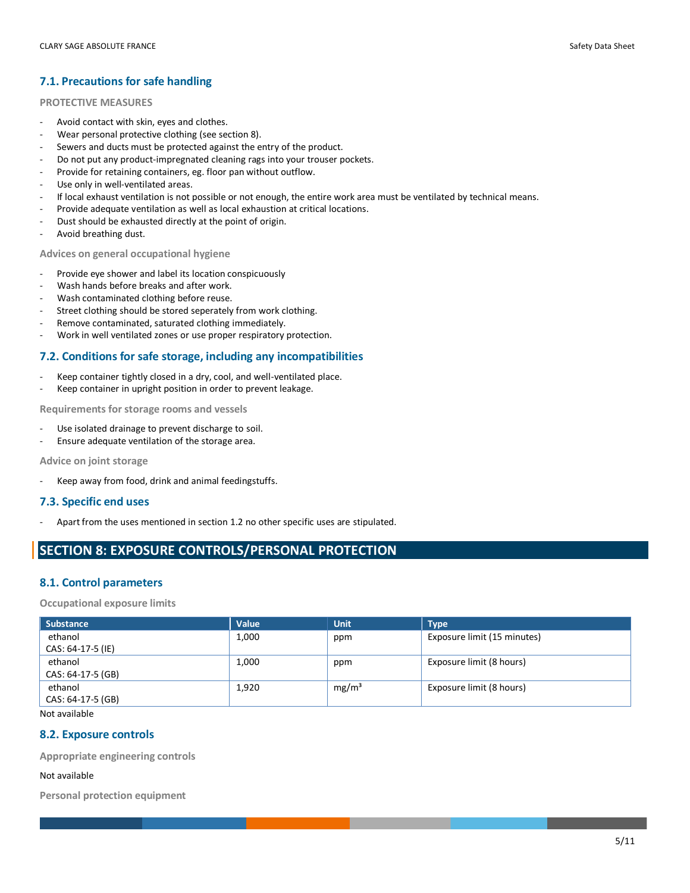### 7.1. Precautions for safe handling

**PROTECTIVE MEASURES**

- Avoid contact with skin, eyes and clothes.
- Wear personal protective clothing (see section 8).
- Sewers and ducts must be protected against the entry of the product.
- Do not put any product-impregnated cleaning rags into your trouser pockets.
- Provide for retaining containers, eg. floor pan without outflow.
- Use only in well-ventilated areas.
- If local exhaust ventilation is not possible or not enough, the entire work area must be ventilated by technical means.
- Provide adequate ventilation as well as local exhaustion at critical locations.
- Dust should be exhausted directly at the point of origin.
- Avoid breathing dust.

**Advices on general occupational hygiene**

- Provide eye shower and label its location conspicuously
- Wash hands before breaks and after work.
- Wash contaminated clothing before reuse.
- Street clothing should be stored seperately from work clothing.
- Remove contaminated, saturated clothing immediately.
- Work in well ventilated zones or use proper respiratory protection.

### 7.2. Conditions for safe storage, including any incompatibilities

- Keep container tightly closed in a dry, cool, and well-ventilated place.
- Keep container in upright position in order to prevent leakage.

**Requirements for storage rooms and vessels**

- Use isolated drainage to prevent discharge to soil.
- Ensure adequate ventilation of the storage area.

**Advice on joint storage**

- Keep away from food, drink and animal feedingstuffs.

### 7.3. Specific end uses

- Apart from the uses mentioned in section 1.2 no other specific uses are stipulated.

## SECTION 8: EXPOSURE CONTROLS/PERSONAL PROTECTION

### 8.1. Control parameters

**Occupational exposure limits**

| Substance | Value | Unit | Type |
|---|---|---|---|
| ethanol CAS: 64-17-5 (IE) | 1,000 | ppm | Exposure limit (15 minutes) |
| ethanol CAS: 64-17-5 (GB) | 1,000 | ppm | Exposure limit (8 hours) |
| ethanol CAS: 64-17-5 (GB) | 1,920 | mg/m³ | Exposure limit (8 hours) |

Not available

### 8.2. Exposure controls

**Appropriate engineering controls**

Not available

**Personal protection equipment**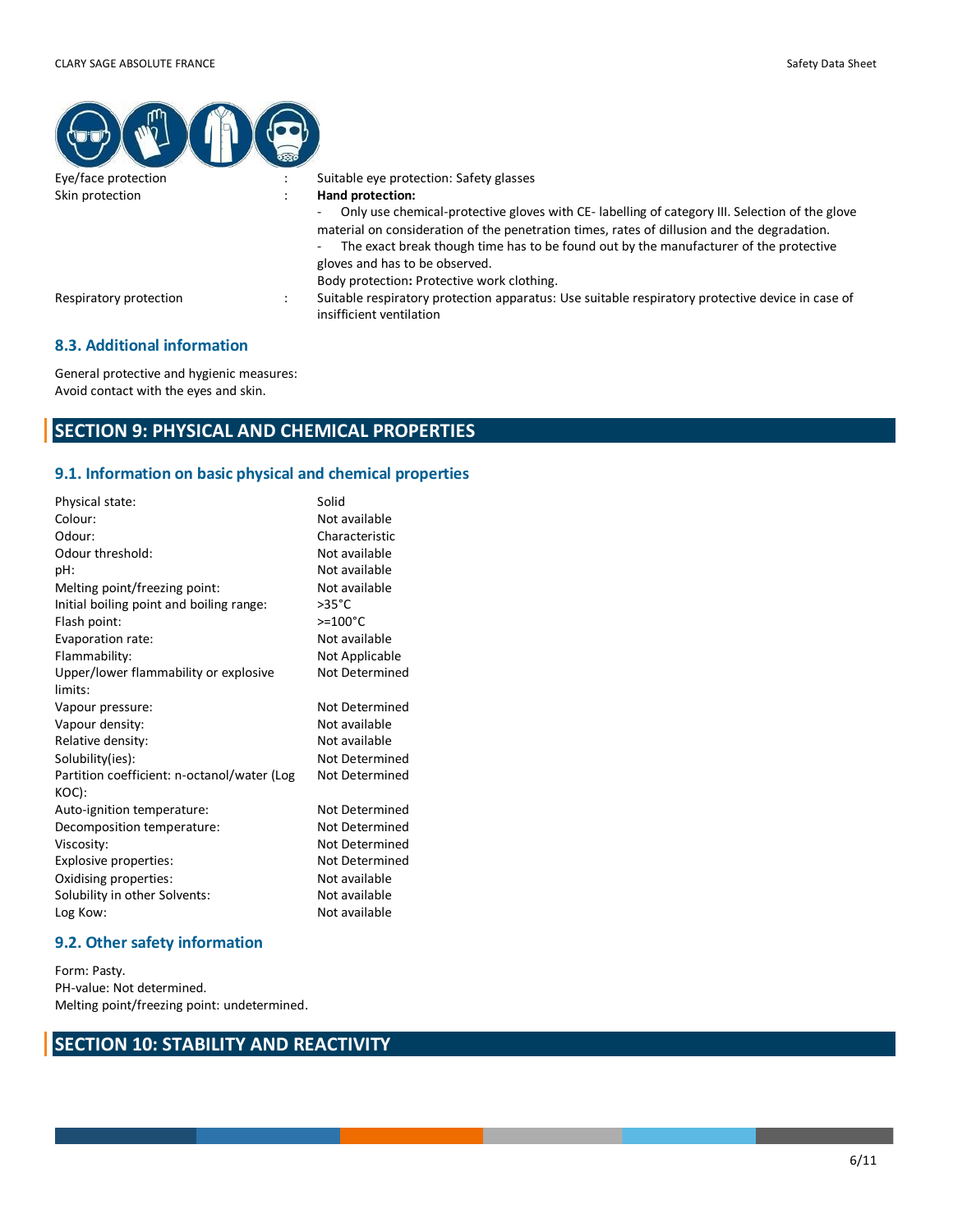| | | |
|---|---|---|
| Eye/face protection | : | Suitable eye protection: Safety glasses |
| Skin protection | : | **Hand protection:**<br>- Only use chemical-protective gloves with CE- labelling of category III. Selection of the glove material on consideration of the penetration times, rates of dillusion and the degradation.<br>- The exact break though time has to be found out by the manufacturer of the protective gloves and has to be observed.<br>Body protection**:** Protective work clothing. |
| Respiratory protection | : | Suitable respiratory protection apparatus: Use suitable respiratory protective device in case of insifficient ventilation |

### 8.3. Additional information

General protective and hygienic measures:
Avoid contact with the eyes and skin.

## SECTION 9: PHYSICAL AND CHEMICAL PROPERTIES

### 9.1. Information on basic physical and chemical properties

| | |
|---|---|
| Physical state: | Solid |
| Colour: | Not available |
| Odour: | Characteristic |
| Odour threshold: | Not available |
| pH: | Not available |
| Melting point/freezing point: | Not available |
| Initial boiling point and boiling range: | >35°C |
| Flash point: | >=100°C |
| Evaporation rate: | Not available |
| Flammability: | Not Applicable |
| Upper/lower flammability or explosive limits: | Not Determined |
| Vapour pressure: | Not Determined |
| Vapour density: | Not available |
| Relative density: | Not available |
| Solubility(ies): | Not Determined |
| Partition coefficient: n-octanol/water (Log KOC): | Not Determined |
| Auto-ignition temperature: | Not Determined |
| Decomposition temperature: | Not Determined |
| Viscosity: | Not Determined |
| Explosive properties: | Not Determined |
| Oxidising properties: | Not available |
| Solubility in other Solvents: | Not available |
| Log Kow: | Not available |

### 9.2. Other safety information

Form: Pasty.
PH-value: Not determined.
Melting point/freezing point: undetermined.

## SECTION 10: STABILITY AND REACTIVITY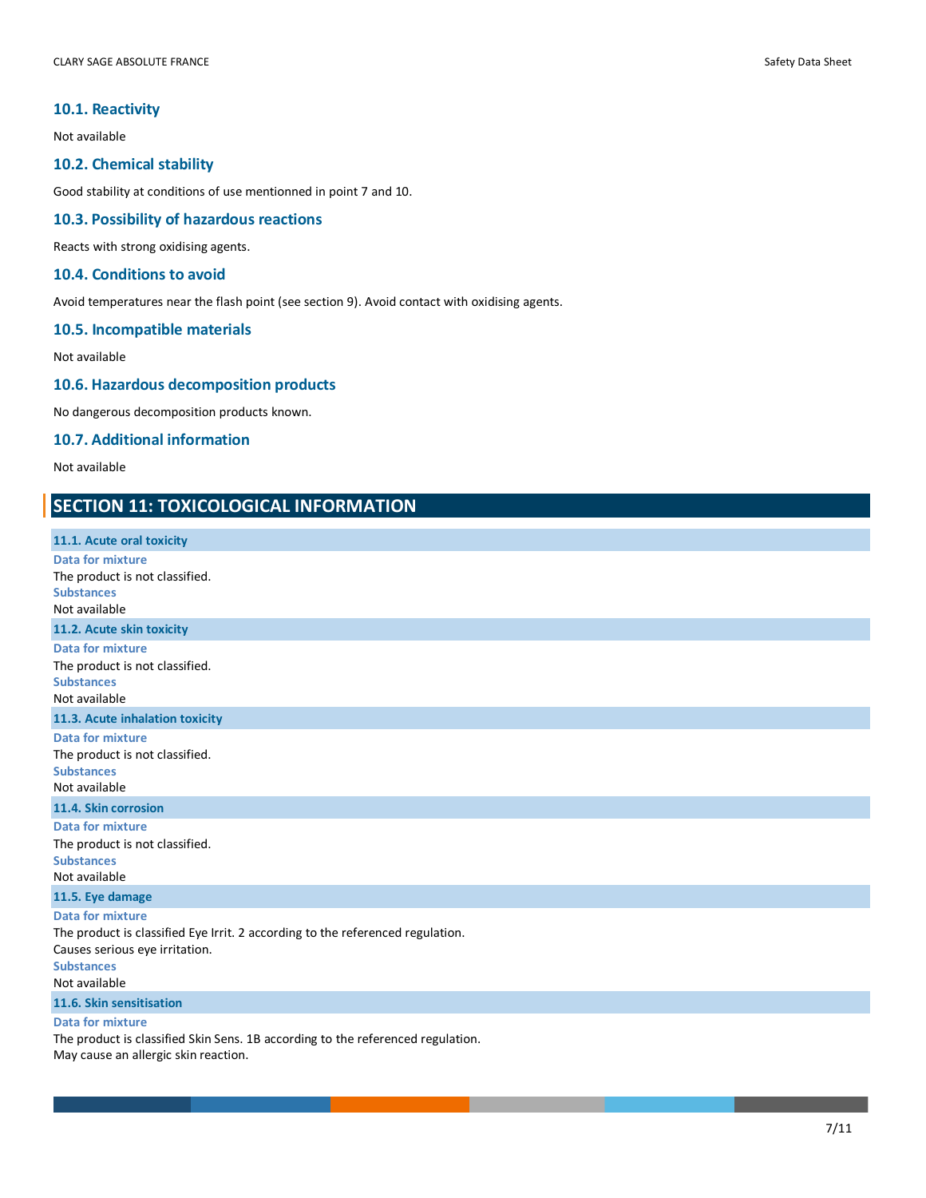### 10.1. Reactivity

Not available

### 10.2. Chemical stability

Good stability at conditions of use mentionned in point 7 and 10.

### 10.3. Possibility of hazardous reactions

Reacts with strong oxidising agents.

### 10.4. Conditions to avoid

Avoid temperatures near the flash point (see section 9). Avoid contact with oxidising agents.

### 10.5. Incompatible materials

Not available

### 10.6. Hazardous decomposition products

No dangerous decomposition products known.

### 10.7. Additional information

Not available

## SECTION 11: TOXICOLOGICAL INFORMATION

#### 11.1. Acute oral toxicity

**Data for mixture**

The product is not classified.

**Substances**

Not available

#### 11.2. Acute skin toxicity

**Data for mixture**

The product is not classified.

**Substances**

Not available

#### 11.3. Acute inhalation toxicity

**Data for mixture**

The product is not classified.

**Substances**

Not available

#### 11.4. Skin corrosion

**Data for mixture**

The product is not classified.

**Substances**

Not available

#### 11.5. Eye damage

**Data for mixture**

The product is classified Eye Irrit. 2 according to the referenced regulation.
Causes serious eye irritation.

**Substances**

Not available

#### 11.6. Skin sensitisation

**Data for mixture**

The product is classified Skin Sens. 1B according to the referenced regulation.
May cause an allergic skin reaction.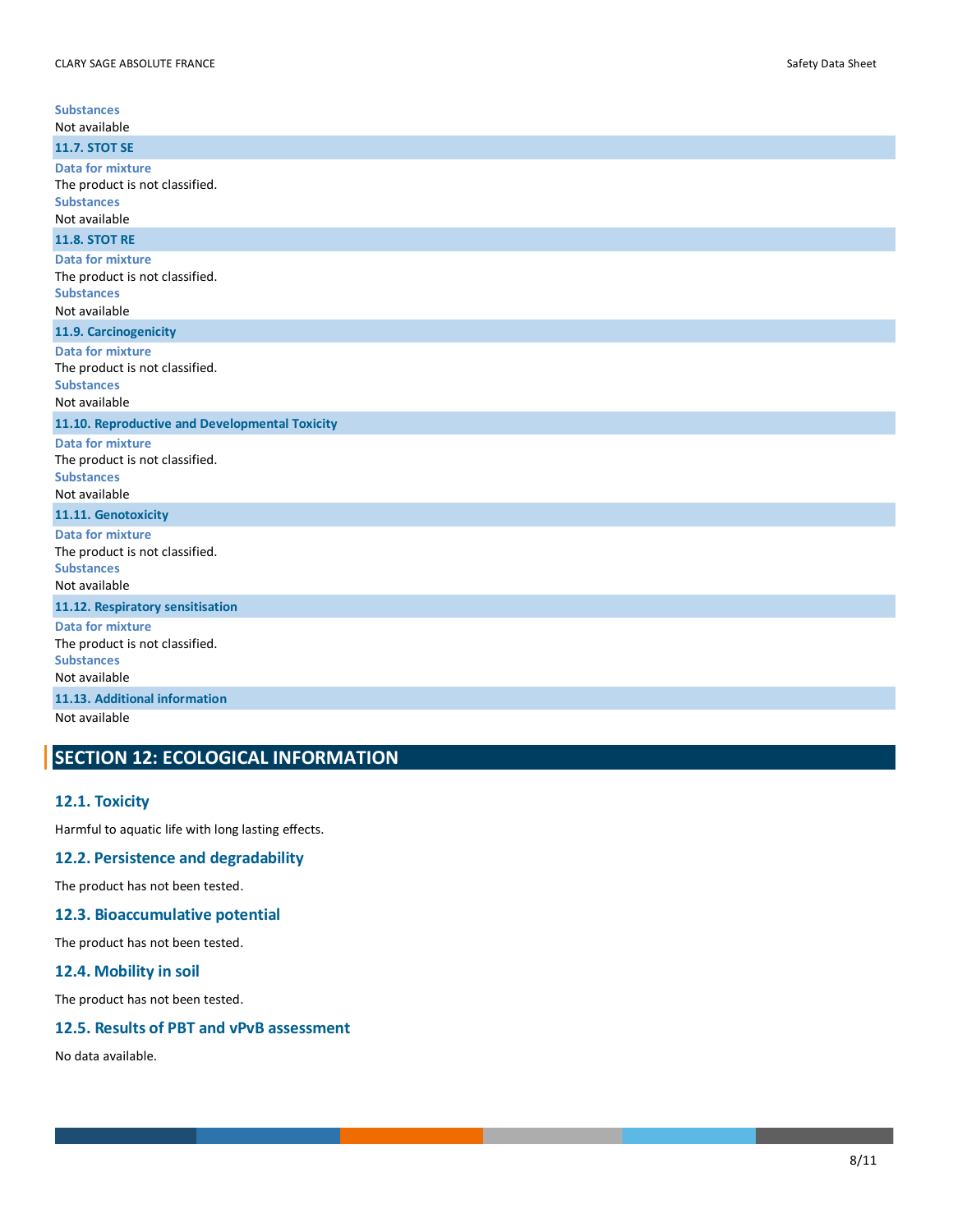**Substances**

Not available

### 11.7. STOT SE

**Data for mixture**

The product is not classified.

**Substances**

Not available

### 11.8. STOT RE

**Data for mixture**

The product is not classified.

**Substances**

Not available

### 11.9. Carcinogenicity

**Data for mixture**

The product is not classified.

**Substances**

Not available

### 11.10. Reproductive and Developmental Toxicity

**Data for mixture**

The product is not classified.

**Substances**

Not available

### 11.11. Genotoxicity

**Data for mixture**

The product is not classified.

**Substances**

Not available

### 11.12. Respiratory sensitisation

**Data for mixture**

The product is not classified.

**Substances**

Not available

### 11.13. Additional information

Not available

## SECTION 12: ECOLOGICAL INFORMATION

### 12.1. Toxicity

Harmful to aquatic life with long lasting effects.

### 12.2. Persistence and degradability

The product has not been tested.

### 12.3. Bioaccumulative potential

The product has not been tested.

### 12.4. Mobility in soil

The product has not been tested.

### 12.5. Results of PBT and vPvB assessment

No data available.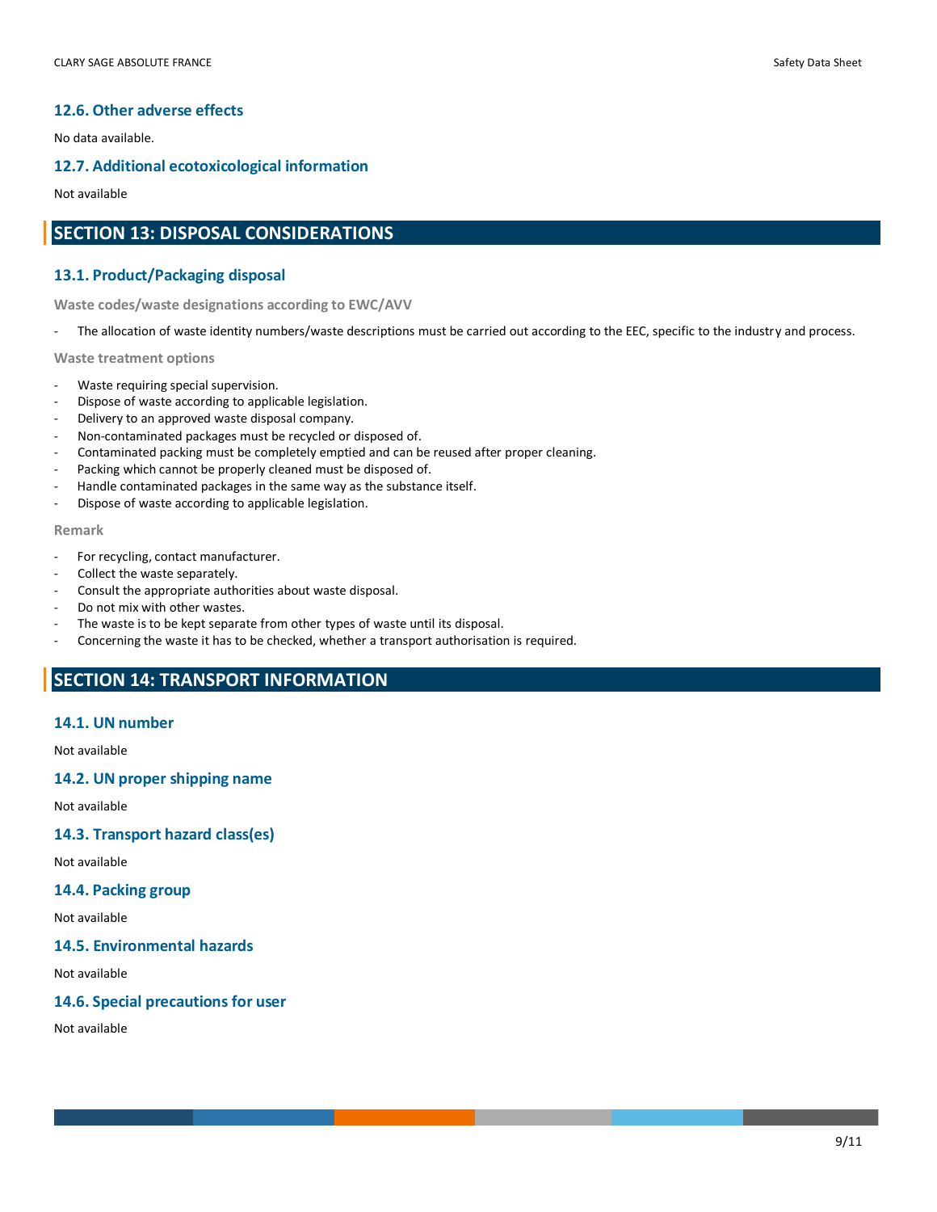### 12.6. Other adverse effects

No data available.

### 12.7. Additional ecotoxicological information

Not available

## SECTION 13: DISPOSAL CONSIDERATIONS

### 13.1. Product/Packaging disposal

**Waste codes/waste designations according to EWC/AVV**

- The allocation of waste identity numbers/waste descriptions must be carried out according to the EEC, specific to the industry and process.

**Waste treatment options**

- Waste requiring special supervision.
- Dispose of waste according to applicable legislation.
- Delivery to an approved waste disposal company.
- Non-contaminated packages must be recycled or disposed of.
- Contaminated packing must be completely emptied and can be reused after proper cleaning.
- Packing which cannot be properly cleaned must be disposed of.
- Handle contaminated packages in the same way as the substance itself.
- Dispose of waste according to applicable legislation.

**Remark**

- For recycling, contact manufacturer.
- Collect the waste separately.
- Consult the appropriate authorities about waste disposal.
- Do not mix with other wastes.
- The waste is to be kept separate from other types of waste until its disposal.
- Concerning the waste it has to be checked, whether a transport authorisation is required.

## SECTION 14: TRANSPORT INFORMATION

### 14.1. UN number

Not available

### 14.2. UN proper shipping name

Not available

### 14.3. Transport hazard class(es)

Not available

### 14.4. Packing group

Not available

### 14.5. Environmental hazards

Not available

### 14.6. Special precautions for user

Not available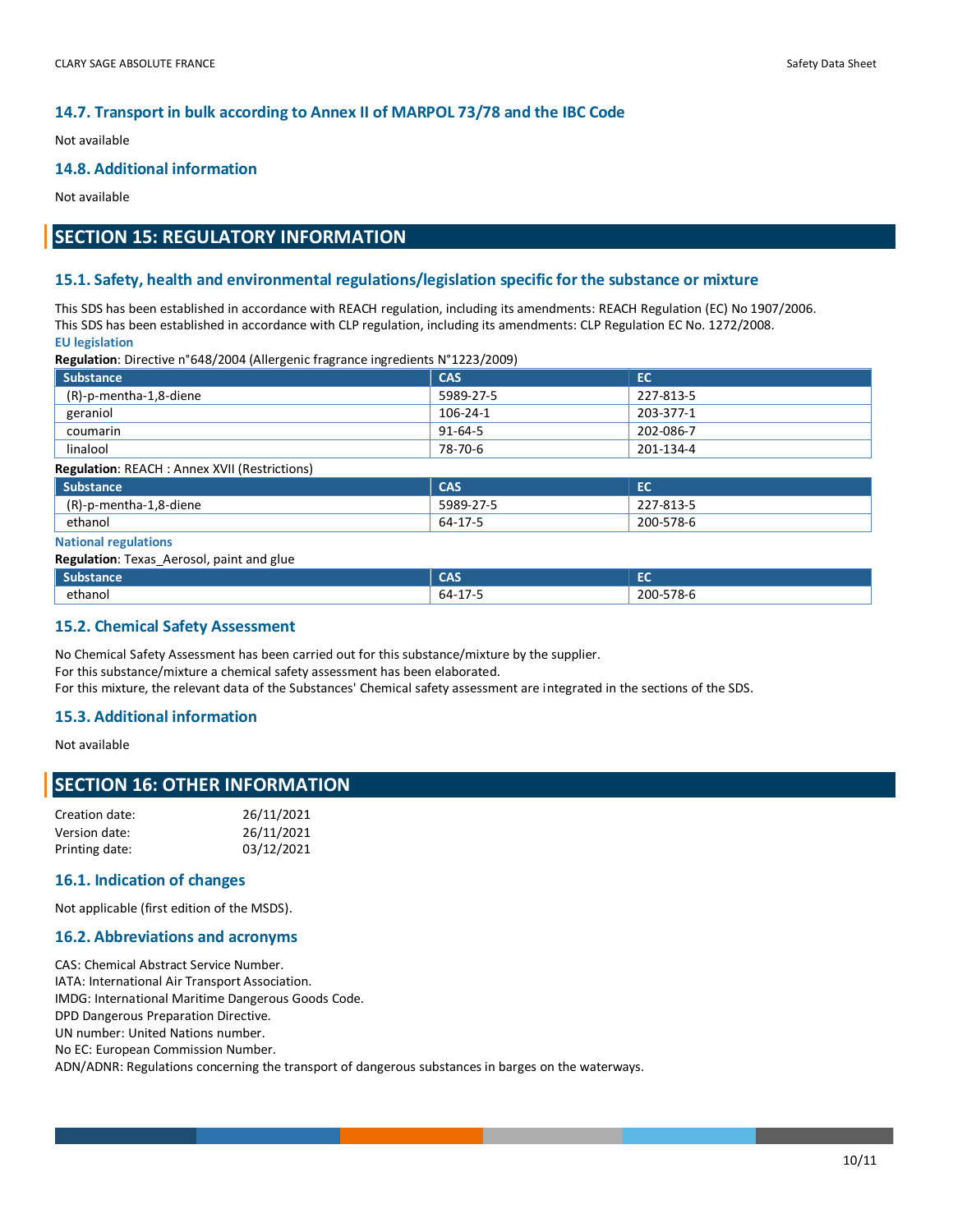### 14.7. Transport in bulk according to Annex II of MARPOL 73/78 and the IBC Code

Not available

### 14.8. Additional information

Not available

## SECTION 15: REGULATORY INFORMATION

### 15.1. Safety, health and environmental regulations/legislation specific for the substance or mixture

This SDS has been established in accordance with REACH regulation, including its amendments: REACH Regulation (EC) No 1907/2006.
This SDS has been established in accordance with CLP regulation, including its amendments: CLP Regulation EC No. 1272/2008.

**EU legislation**

**Regulation**: Directive n°648/2004 (Allergenic fragrance ingredients N°1223/2009)

| Substance | CAS | EC |
|---|---|---|
| (R)-p-mentha-1,8-diene | 5989-27-5 | 227-813-5 |
| geraniol | 106-24-1 | 203-377-1 |
| coumarin | 91-64-5 | 202-086-7 |
| linalool | 78-70-6 | 201-134-4 |

**Regulation**: REACH : Annex XVII (Restrictions)

| Substance | CAS | EC |
|---|---|---|
| (R)-p-mentha-1,8-diene | 5989-27-5 | 227-813-5 |
| ethanol | 64-17-5 | 200-578-6 |

**National regulations**

**Regulation**: Texas_Aerosol, paint and glue

| Substance | CAS | EC |
|---|---|---|
| ethanol | 64-17-5 | 200-578-6 |

### 15.2. Chemical Safety Assessment

No Chemical Safety Assessment has been carried out for this substance/mixture by the supplier.
For this substance/mixture a chemical safety assessment has been elaborated.
For this mixture, the relevant data of the Substances' Chemical safety assessment are integrated in the sections of the SDS.

### 15.3. Additional information

Not available

## SECTION 16: OTHER INFORMATION

| | |
|---|---|
| Creation date: | 26/11/2021 |
| Version date: | 26/11/2021 |
| Printing date: | 03/12/2021 |

### 16.1. Indication of changes

Not applicable (first edition of the MSDS).

### 16.2. Abbreviations and acronyms

CAS: Chemical Abstract Service Number.
IATA: International Air Transport Association.
IMDG: International Maritime Dangerous Goods Code.
DPD Dangerous Preparation Directive.
UN number: United Nations number.
No EC: European Commission Number.
ADN/ADNR: Regulations concerning the transport of dangerous substances in barges on the waterways.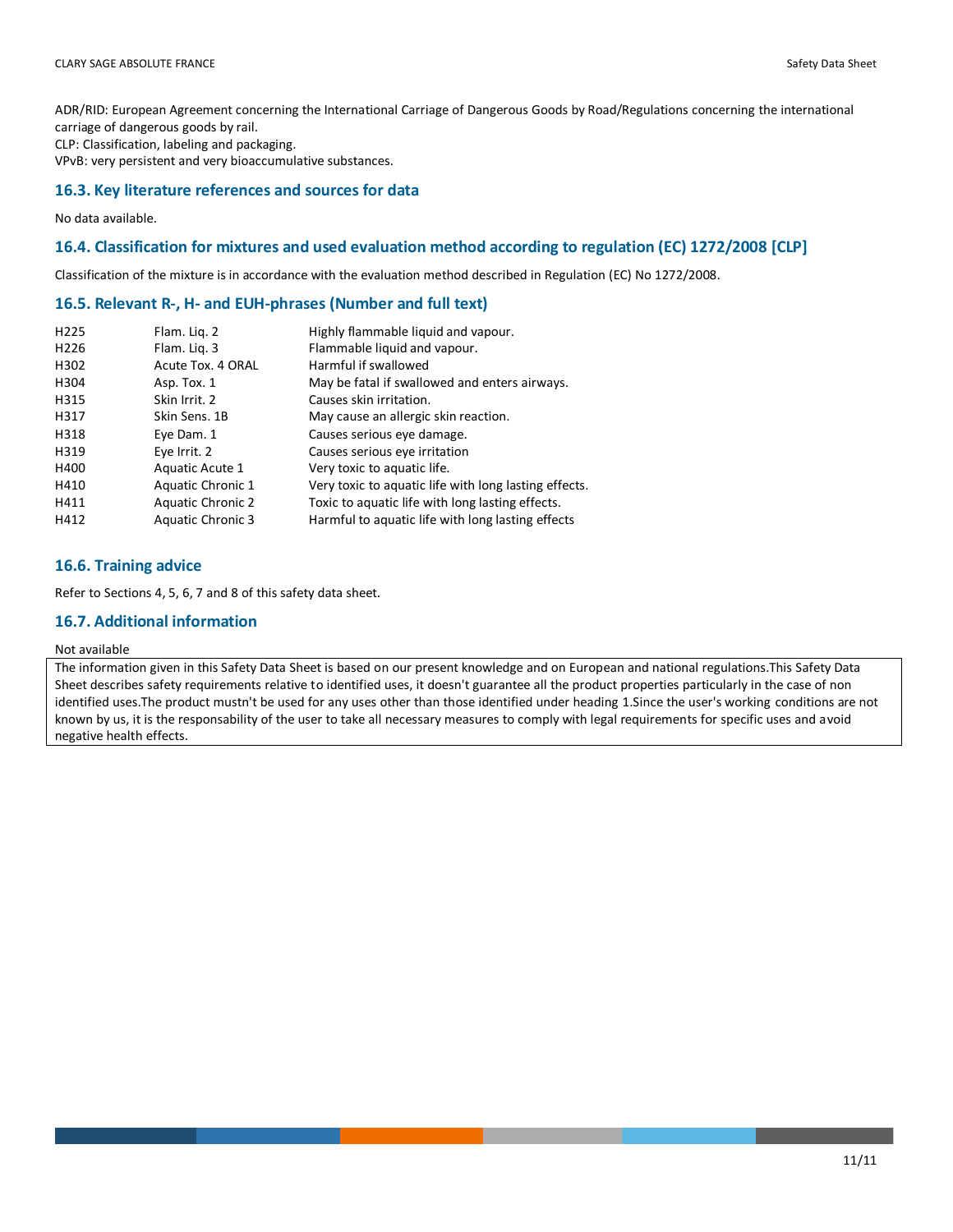ADR/RID: European Agreement concerning the International Carriage of Dangerous Goods by Road/Regulations concerning the international carriage of dangerous goods by rail.
CLP: Classification, labeling and packaging.
VPvB: very persistent and very bioaccumulative substances.

### 16.3. Key literature references and sources for data

No data available.

### 16.4. Classification for mixtures and used evaluation method according to regulation (EC) 1272/2008 [CLP]

Classification of the mixture is in accordance with the evaluation method described in Regulation (EC) No 1272/2008.

### 16.5. Relevant R-, H- and EUH-phrases (Number and full text)

| | | |
|---|---|---|
| H225 | Flam. Liq. 2 | Highly flammable liquid and vapour. |
| H226 | Flam. Liq. 3 | Flammable liquid and vapour. |
| H302 | Acute Tox. 4 ORAL | Harmful if swallowed |
| H304 | Asp. Tox. 1 | May be fatal if swallowed and enters airways. |
| H315 | Skin Irrit. 2 | Causes skin irritation. |
| H317 | Skin Sens. 1B | May cause an allergic skin reaction. |
| H318 | Eye Dam. 1 | Causes serious eye damage. |
| H319 | Eye Irrit. 2 | Causes serious eye irritation |
| H400 | Aquatic Acute 1 | Very toxic to aquatic life. |
| H410 | Aquatic Chronic 1 | Very toxic to aquatic life with long lasting effects. |
| H411 | Aquatic Chronic 2 | Toxic to aquatic life with long lasting effects. |
| H412 | Aquatic Chronic 3 | Harmful to aquatic life with long lasting effects |

### 16.6. Training advice

Refer to Sections 4, 5, 6, 7 and 8 of this safety data sheet.

### 16.7. Additional information

Not available

The information given in this Safety Data Sheet is based on our present knowledge and on European and national regulations.This Safety Data Sheet describes safety requirements relative to identified uses, it doesn't guarantee all the product properties particularly in the case of non identified uses.The product mustn't be used for any uses other than those identified under heading 1.Since the user's working conditions are not known by us, it is the responsability of the user to take all necessary measures to comply with legal requirements for specific uses and avoid negative health effects.